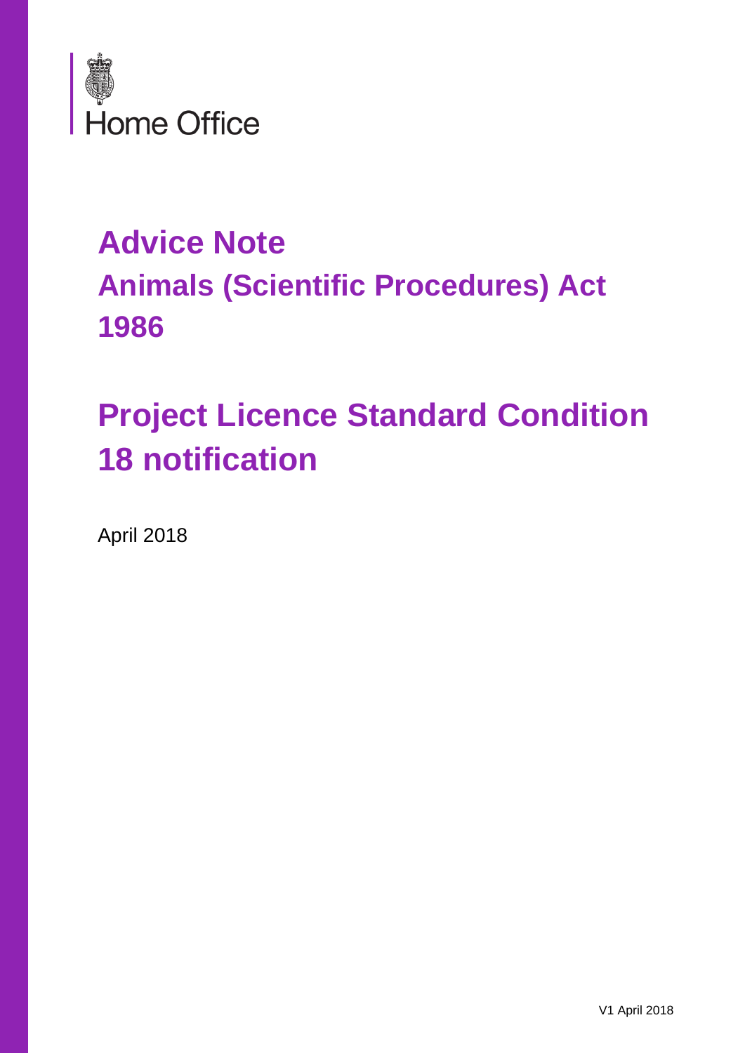Home Office

# Advice Note
# Animals (Scientific Procedures) Act 1986

# Project Licence Standard Condition 18 notification

April 2018

V1 April 2018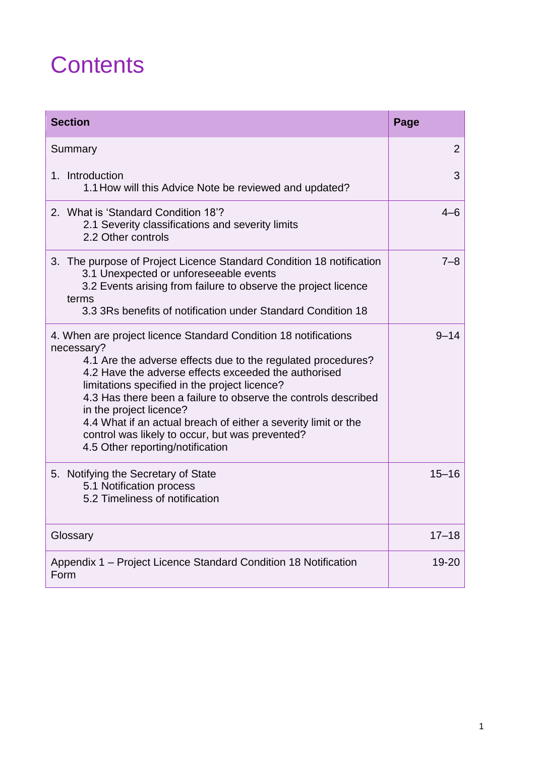# Contents

| Section | Page |
|---|---|
| Summary | 2 |
| 1. Introduction<br>1.1 How will this Advice Note be reviewed and updated? | 3 |
| 2. What is 'Standard Condition 18'?<br>2.1 Severity classifications and severity limits<br>2.2 Other controls | 4–6 |
| 3. The purpose of Project Licence Standard Condition 18 notification<br>3.1 Unexpected or unforeseeable events<br>3.2 Events arising from failure to observe the project licence terms<br>3.3 3Rs benefits of notification under Standard Condition 18 | 7–8 |
| 4. When are project licence Standard Condition 18 notifications necessary?<br>4.1 Are the adverse effects due to the regulated procedures?<br>4.2 Have the adverse effects exceeded the authorised limitations specified in the project licence?<br>4.3 Has there been a failure to observe the controls described in the project licence?<br>4.4 What if an actual breach of either a severity limit or the control was likely to occur, but was prevented?<br>4.5 Other reporting/notification | 9–14 |
| 5. Notifying the Secretary of State<br>5.1 Notification process<br>5.2 Timeliness of notification | 15–16 |
| Glossary | 17–18 |
| Appendix 1 – Project Licence Standard Condition 18 Notification Form | 19-20 |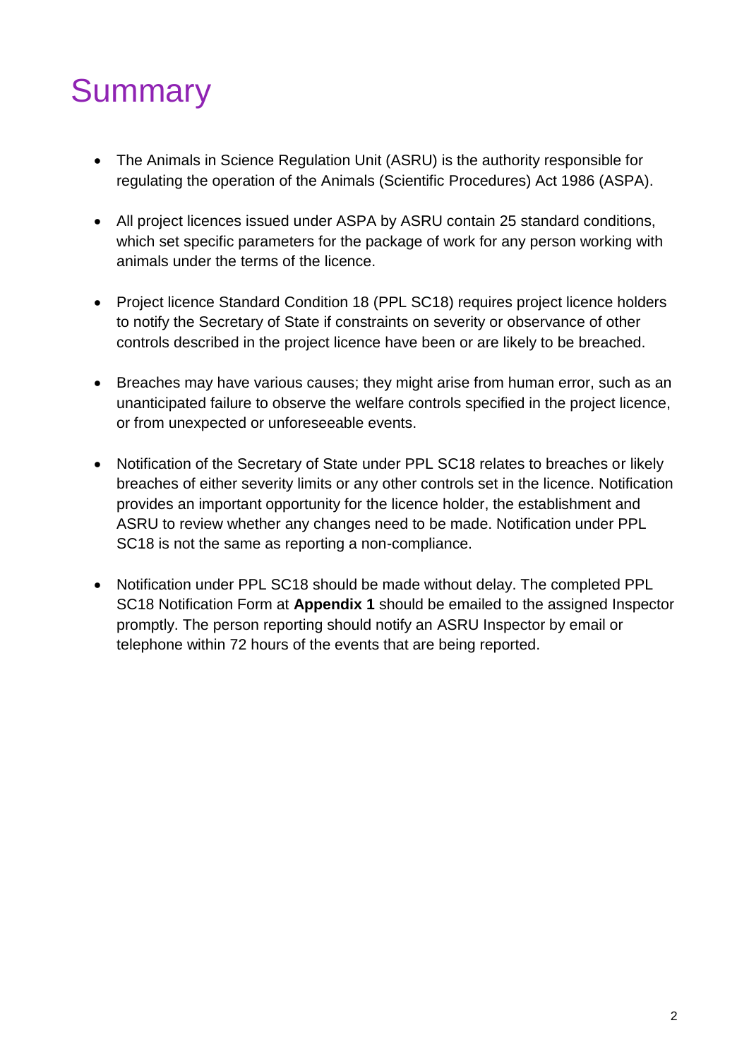# Summary

- The Animals in Science Regulation Unit (ASRU) is the authority responsible for regulating the operation of the Animals (Scientific Procedures) Act 1986 (ASPA).

- All project licences issued under ASPA by ASRU contain 25 standard conditions, which set specific parameters for the package of work for any person working with animals under the terms of the licence.

- Project licence Standard Condition 18 (PPL SC18) requires project licence holders to notify the Secretary of State if constraints on severity or observance of other controls described in the project licence have been or are likely to be breached.

- Breaches may have various causes; they might arise from human error, such as an unanticipated failure to observe the welfare controls specified in the project licence, or from unexpected or unforeseeable events.

- Notification of the Secretary of State under PPL SC18 relates to breaches or likely breaches of either severity limits or any other controls set in the licence. Notification provides an important opportunity for the licence holder, the establishment and ASRU to review whether any changes need to be made. Notification under PPL SC18 is not the same as reporting a non-compliance.

- Notification under PPL SC18 should be made without delay. The completed PPL SC18 Notification Form at **Appendix 1** should be emailed to the assigned Inspector promptly. The person reporting should notify an ASRU Inspector by email or telephone within 72 hours of the events that are being reported.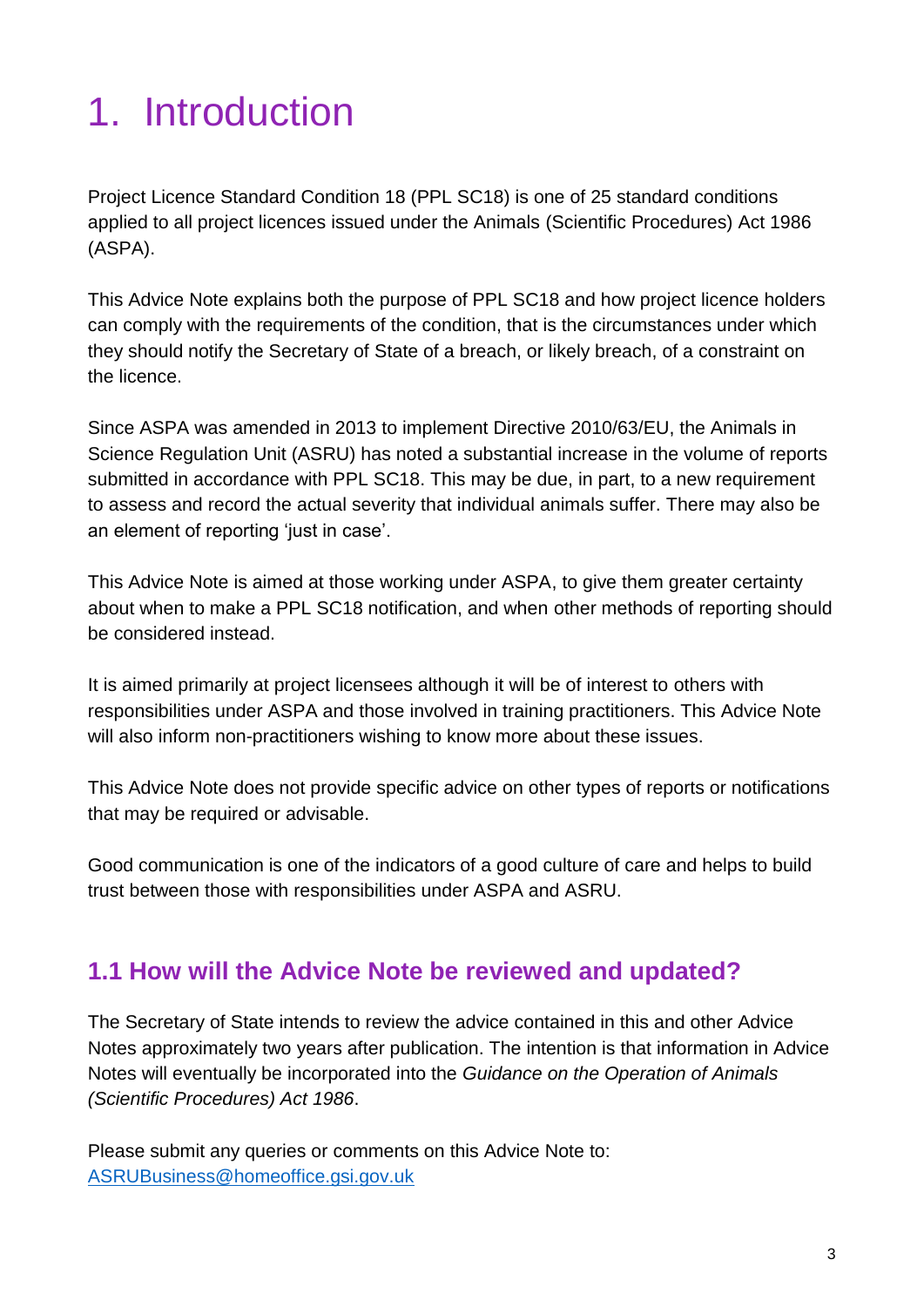# 1. Introduction

Project Licence Standard Condition 18 (PPL SC18) is one of 25 standard conditions applied to all project licences issued under the Animals (Scientific Procedures) Act 1986 (ASPA).

This Advice Note explains both the purpose of PPL SC18 and how project licence holders can comply with the requirements of the condition, that is the circumstances under which they should notify the Secretary of State of a breach, or likely breach, of a constraint on the licence.

Since ASPA was amended in 2013 to implement Directive 2010/63/EU, the Animals in Science Regulation Unit (ASRU) has noted a substantial increase in the volume of reports submitted in accordance with PPL SC18. This may be due, in part, to a new requirement to assess and record the actual severity that individual animals suffer. There may also be an element of reporting 'just in case'.

This Advice Note is aimed at those working under ASPA, to give them greater certainty about when to make a PPL SC18 notification, and when other methods of reporting should be considered instead.

It is aimed primarily at project licensees although it will be of interest to others with responsibilities under ASPA and those involved in training practitioners. This Advice Note will also inform non-practitioners wishing to know more about these issues.

This Advice Note does not provide specific advice on other types of reports or notifications that may be required or advisable.

Good communication is one of the indicators of a good culture of care and helps to build trust between those with responsibilities under ASPA and ASRU.

## 1.1 How will the Advice Note be reviewed and updated?

The Secretary of State intends to review the advice contained in this and other Advice Notes approximately two years after publication. The intention is that information in Advice Notes will eventually be incorporated into the *Guidance on the Operation of Animals (Scientific Procedures) Act 1986*.

Please submit any queries or comments on this Advice Note to:
[ASRUBusiness@homeoffice.gsi.gov.uk](mailto:ASRUBusiness@homeoffice.gsi.gov.uk)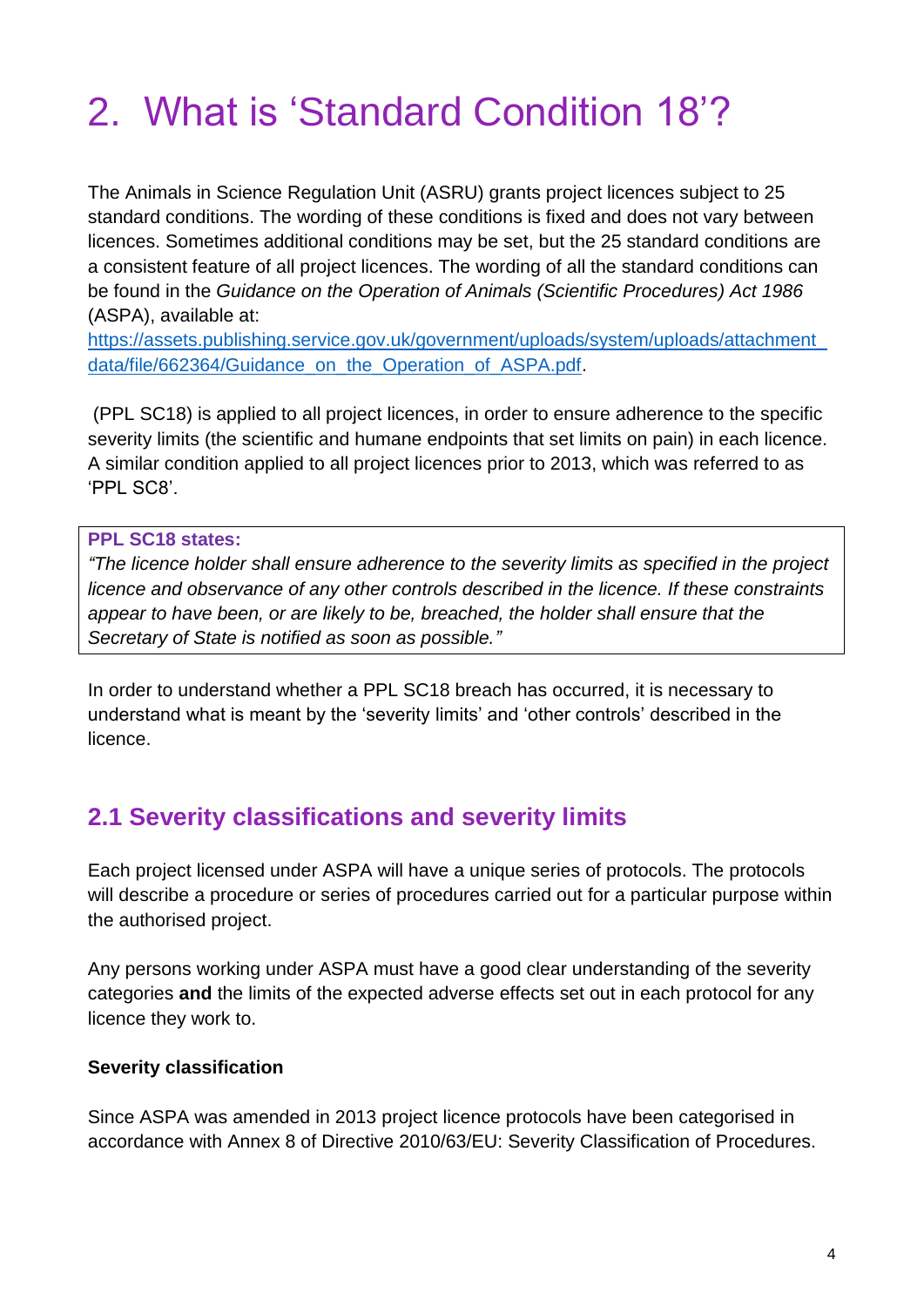# 2. What is 'Standard Condition 18'?

The Animals in Science Regulation Unit (ASRU) grants project licences subject to 25 standard conditions. The wording of these conditions is fixed and does not vary between licences. Sometimes additional conditions may be set, but the 25 standard conditions are a consistent feature of all project licences. The wording of all the standard conditions can be found in the *Guidance on the Operation of Animals (Scientific Procedures) Act 1986* (ASPA), available at: https://assets.publishing.service.gov.uk/government/uploads/system/uploads/attachment_data/file/662364/Guidance_on_the_Operation_of_ASPA.pdf.

(PPL SC18) is applied to all project licences, in order to ensure adherence to the specific severity limits (the scientific and humane endpoints that set limits on pain) in each licence. A similar condition applied to all project licences prior to 2013, which was referred to as 'PPL SC8'.

> **PPL SC18 states:**
> *"The licence holder shall ensure adherence to the severity limits as specified in the project licence and observance of any other controls described in the licence. If these constraints appear to have been, or are likely to be, breached, the holder shall ensure that the Secretary of State is notified as soon as possible."*

In order to understand whether a PPL SC18 breach has occurred, it is necessary to understand what is meant by the 'severity limits' and 'other controls' described in the licence.

## 2.1 Severity classifications and severity limits

Each project licensed under ASPA will have a unique series of protocols. The protocols will describe a procedure or series of procedures carried out for a particular purpose within the authorised project.

Any persons working under ASPA must have a good clear understanding of the severity categories **and** the limits of the expected adverse effects set out in each protocol for any licence they work to.

**Severity classification**

Since ASPA was amended in 2013 project licence protocols have been categorised in accordance with Annex 8 of Directive 2010/63/EU: Severity Classification of Procedures.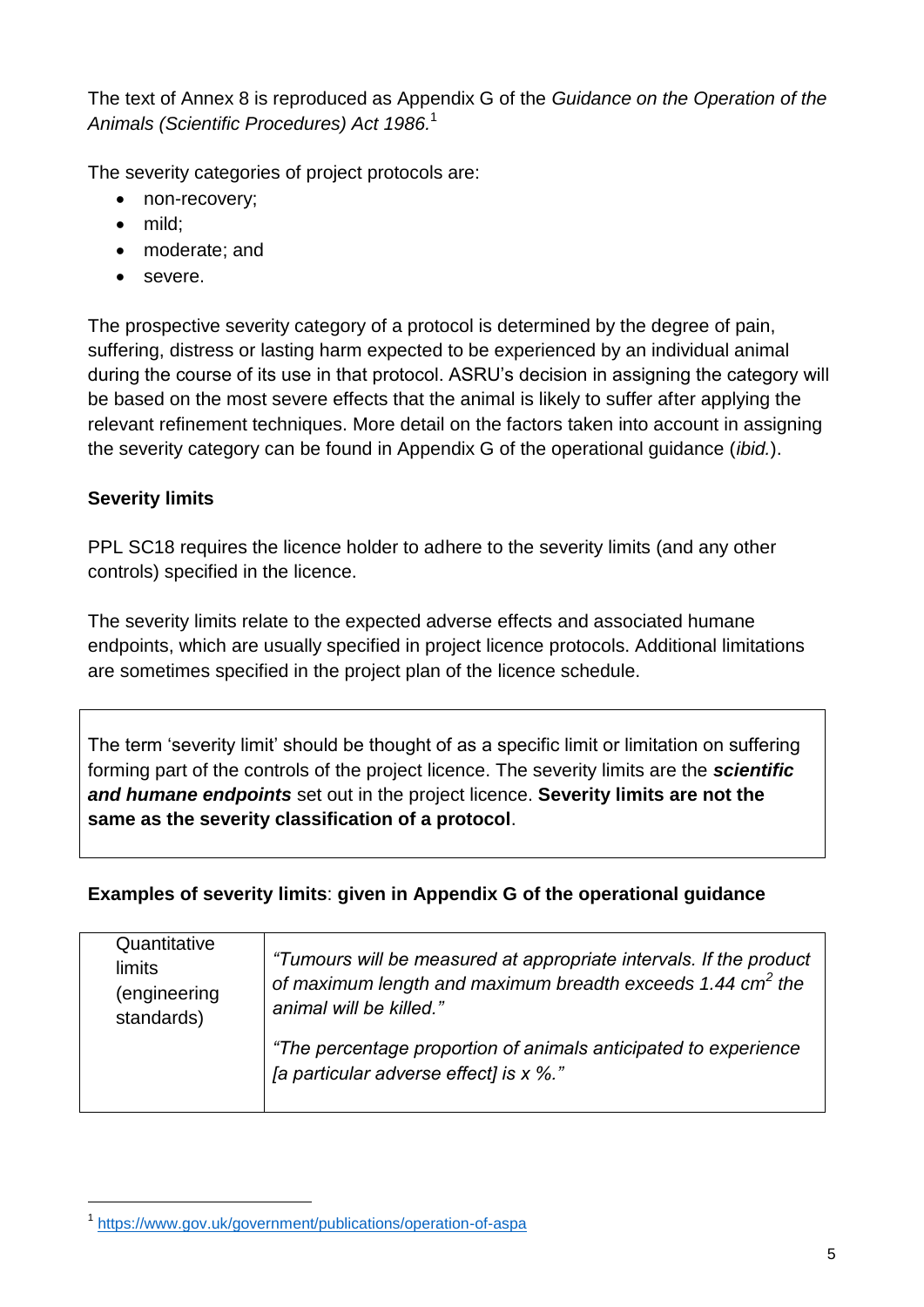The text of Annex 8 is reproduced as Appendix G of the *Guidance on the Operation of the Animals (Scientific Procedures) Act 1986.*[1]

The severity categories of project protocols are:

- non-recovery;
- mild;
- moderate; and
- severe.

The prospective severity category of a protocol is determined by the degree of pain, suffering, distress or lasting harm expected to be experienced by an individual animal during the course of its use in that protocol. ASRU's decision in assigning the category will be based on the most severe effects that the animal is likely to suffer after applying the relevant refinement techniques. More detail on the factors taken into account in assigning the severity category can be found in Appendix G of the operational guidance (*ibid.*).

**Severity limits**

PPL SC18 requires the licence holder to adhere to the severity limits (and any other controls) specified in the licence.

The severity limits relate to the expected adverse effects and associated humane endpoints, which are usually specified in project licence protocols. Additional limitations are sometimes specified in the project plan of the licence schedule.

> The term 'severity limit' should be thought of as a specific limit or limitation on suffering forming part of the controls of the project licence. The severity limits are the ***scientific and humane endpoints*** set out in the project licence. **Severity limits are not the same as the severity classification of a protocol**.

**Examples of severity limits**: **given in Appendix G of the operational guidance**

| | |
|---|---|
| Quantitative limits (engineering standards) | *"Tumours will be measured at appropriate intervals. If the product of maximum length and maximum breadth exceeds 1.44 $cm^2$ the animal will be killed."*<br><br>*"The percentage proportion of animals anticipated to experience [a particular adverse effect] is x %."* |

[1] https://www.gov.uk/government/publications/operation-of-aspa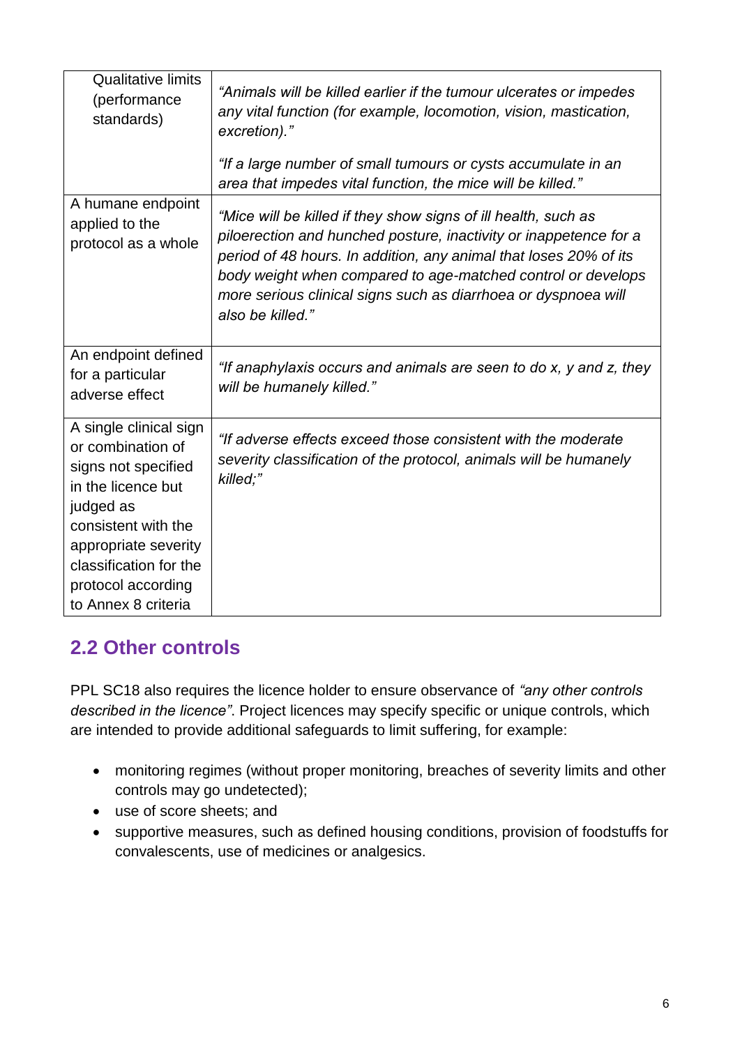| | |
|---|---|
| Qualitative limits (performance standards) | *"Animals will be killed earlier if the tumour ulcerates or impedes any vital function (for example, locomotion, vision, mastication, excretion)."*<br><br>*"If a large number of small tumours or cysts accumulate in an area that impedes vital function, the mice will be killed."* |
| A humane endpoint applied to the protocol as a whole | *"Mice will be killed if they show signs of ill health, such as piloerection and hunched posture, inactivity or inappetence for a period of 48 hours. In addition, any animal that loses 20% of its body weight when compared to age-matched control or develops more serious clinical signs such as diarrhoea or dyspnoea will also be killed."* |
| An endpoint defined for a particular adverse effect | *"If anaphylaxis occurs and animals are seen to do x, y and z, they will be humanely killed."* |
| A single clinical sign or combination of signs not specified in the licence but judged as consistent with the appropriate severity classification for the protocol according to Annex 8 criteria | *"If adverse effects exceed those consistent with the moderate severity classification of the protocol, animals will be humanely killed;"* |

## 2.2 Other controls

PPL SC18 also requires the licence holder to ensure observance of *"any other controls described in the licence"*. Project licences may specify specific or unique controls, which are intended to provide additional safeguards to limit suffering, for example:

- monitoring regimes (without proper monitoring, breaches of severity limits and other controls may go undetected);
- use of score sheets; and
- supportive measures, such as defined housing conditions, provision of foodstuffs for convalescents, use of medicines or analgesics.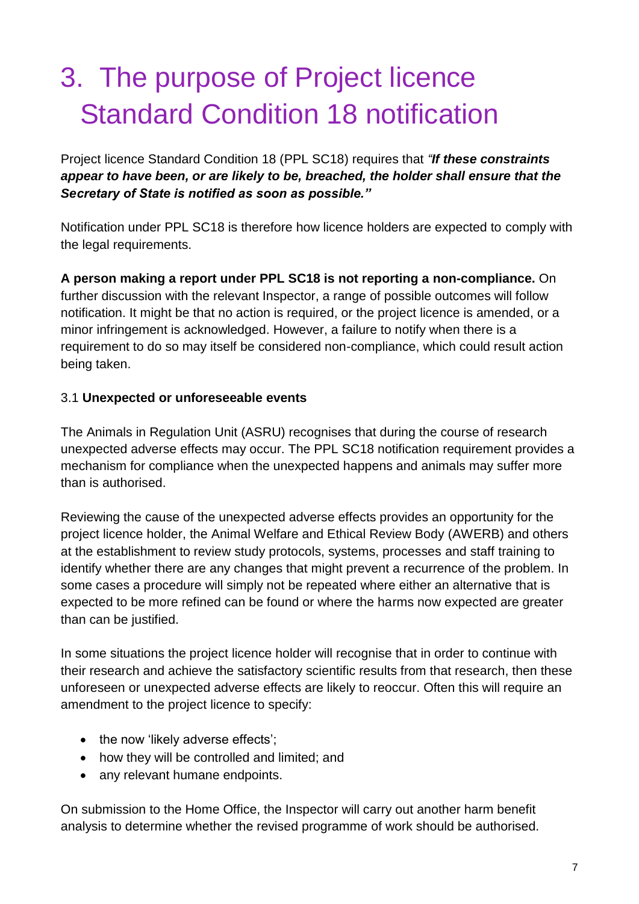# 3. The purpose of Project licence Standard Condition 18 notification

Project licence Standard Condition 18 (PPL SC18) requires that *"**If these constraints appear to have been, or are likely to be, breached, the holder shall ensure that the Secretary of State is notified as soon as possible.**"*

Notification under PPL SC18 is therefore how licence holders are expected to comply with the legal requirements.

**A person making a report under PPL SC18 is not reporting a non-compliance.** On further discussion with the relevant Inspector, a range of possible outcomes will follow notification. It might be that no action is required, or the project licence is amended, or a minor infringement is acknowledged. However, a failure to notify when there is a requirement to do so may itself be considered non-compliance, which could result action being taken.

### 3.1 **Unexpected or unforeseeable events**

The Animals in Regulation Unit (ASRU) recognises that during the course of research unexpected adverse effects may occur. The PPL SC18 notification requirement provides a mechanism for compliance when the unexpected happens and animals may suffer more than is authorised.

Reviewing the cause of the unexpected adverse effects provides an opportunity for the project licence holder, the Animal Welfare and Ethical Review Body (AWERB) and others at the establishment to review study protocols, systems, processes and staff training to identify whether there are any changes that might prevent a recurrence of the problem. In some cases a procedure will simply not be repeated where either an alternative that is expected to be more refined can be found or where the harms now expected are greater than can be justified.

In some situations the project licence holder will recognise that in order to continue with their research and achieve the satisfactory scientific results from that research, then these unforeseen or unexpected adverse effects are likely to reoccur. Often this will require an amendment to the project licence to specify:

- the now 'likely adverse effects';
- how they will be controlled and limited; and
- any relevant humane endpoints.

On submission to the Home Office, the Inspector will carry out another harm benefit analysis to determine whether the revised programme of work should be authorised.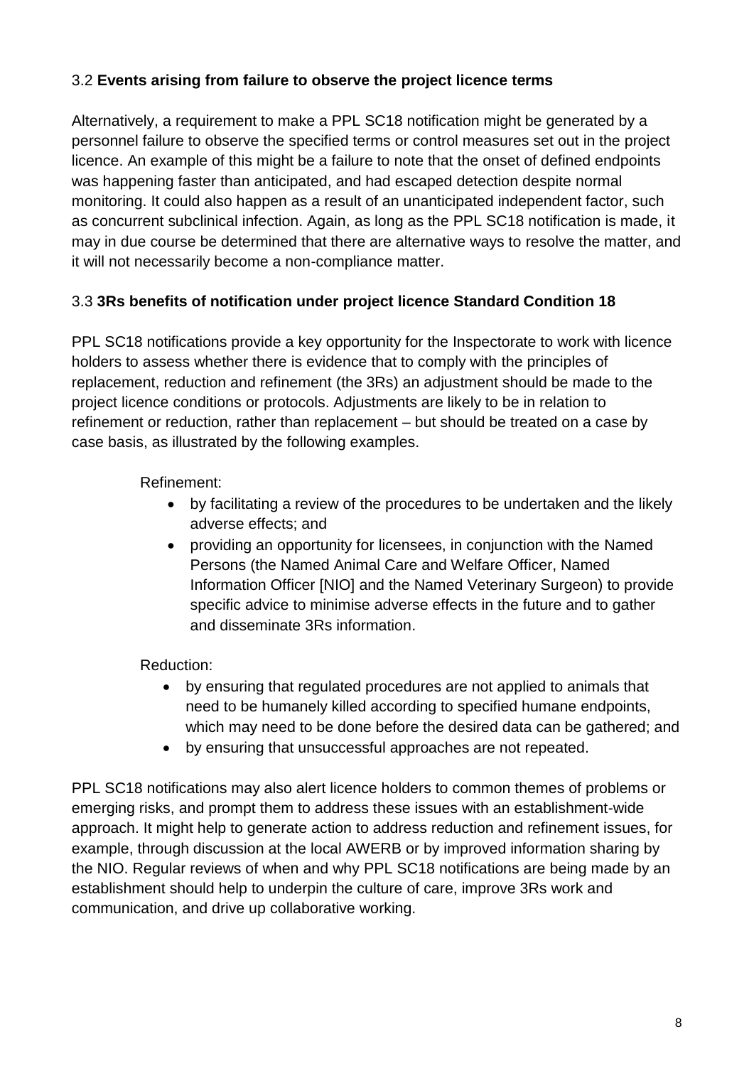### 3.2 **Events arising from failure to observe the project licence terms**

Alternatively, a requirement to make a PPL SC18 notification might be generated by a personnel failure to observe the specified terms or control measures set out in the project licence. An example of this might be a failure to note that the onset of defined endpoints was happening faster than anticipated, and had escaped detection despite normal monitoring. It could also happen as a result of an unanticipated independent factor, such as concurrent subclinical infection. Again, as long as the PPL SC18 notification is made, it may in due course be determined that there are alternative ways to resolve the matter, and it will not necessarily become a non-compliance matter.

### 3.3 **3Rs benefits of notification under project licence Standard Condition 18**

PPL SC18 notifications provide a key opportunity for the Inspectorate to work with licence holders to assess whether there is evidence that to comply with the principles of replacement, reduction and refinement (the 3Rs) an adjustment should be made to the project licence conditions or protocols. Adjustments are likely to be in relation to refinement or reduction, rather than replacement – but should be treated on a case by case basis, as illustrated by the following examples.

Refinement:

- by facilitating a review of the procedures to be undertaken and the likely adverse effects; and
- providing an opportunity for licensees, in conjunction with the Named Persons (the Named Animal Care and Welfare Officer, Named Information Officer [NIO] and the Named Veterinary Surgeon) to provide specific advice to minimise adverse effects in the future and to gather and disseminate 3Rs information.

Reduction:

- by ensuring that regulated procedures are not applied to animals that need to be humanely killed according to specified humane endpoints, which may need to be done before the desired data can be gathered; and
- by ensuring that unsuccessful approaches are not repeated.

PPL SC18 notifications may also alert licence holders to common themes of problems or emerging risks, and prompt them to address these issues with an establishment-wide approach. It might help to generate action to address reduction and refinement issues, for example, through discussion at the local AWERB or by improved information sharing by the NIO. Regular reviews of when and why PPL SC18 notifications are being made by an establishment should help to underpin the culture of care, improve 3Rs work and communication, and drive up collaborative working.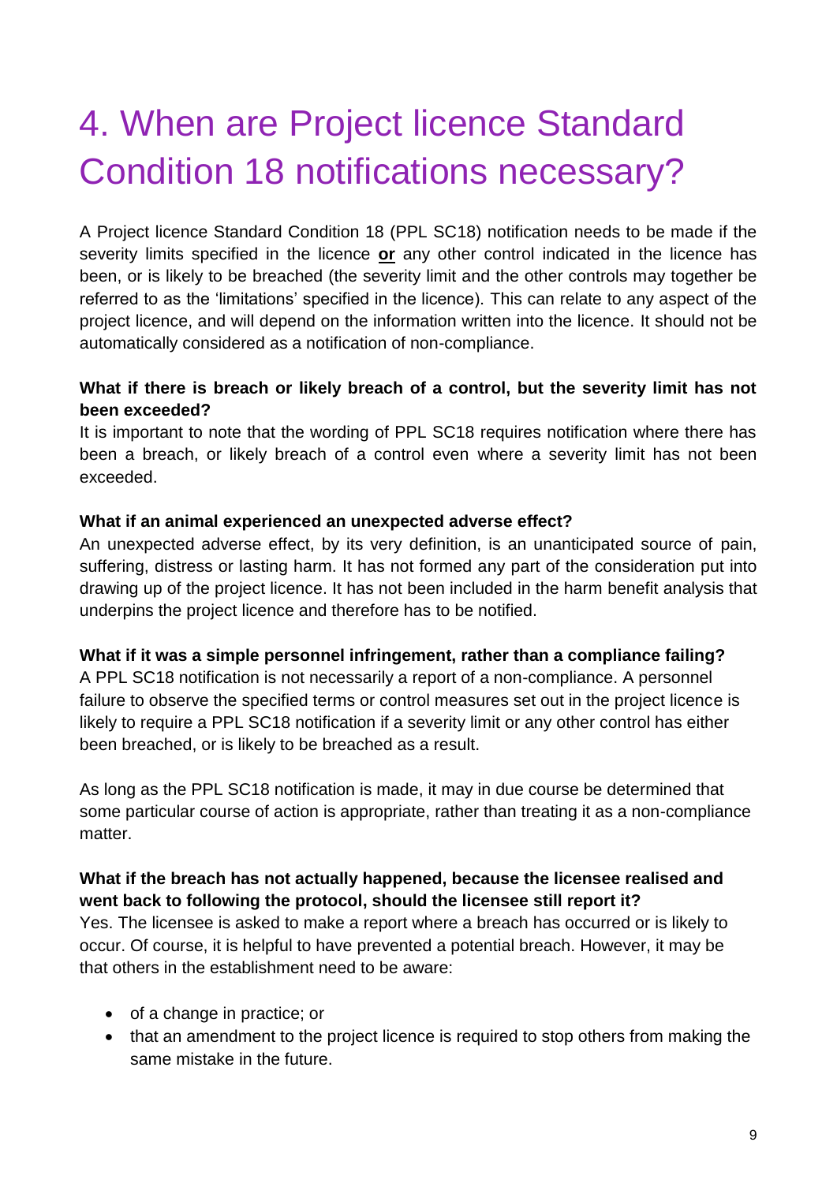# 4. When are Project licence Standard Condition 18 notifications necessary?

A Project licence Standard Condition 18 (PPL SC18) notification needs to be made if the severity limits specified in the licence **or** any other control indicated in the licence has been, or is likely to be breached (the severity limit and the other controls may together be referred to as the 'limitations' specified in the licence). This can relate to any aspect of the project licence, and will depend on the information written into the licence. It should not be automatically considered as a notification of non-compliance.

**What if there is breach or likely breach of a control, but the severity limit has not been exceeded?**
It is important to note that the wording of PPL SC18 requires notification where there has been a breach, or likely breach of a control even where a severity limit has not been exceeded.

**What if an animal experienced an unexpected adverse effect?**
An unexpected adverse effect, by its very definition, is an unanticipated source of pain, suffering, distress or lasting harm. It has not formed any part of the consideration put into drawing up of the project licence. It has not been included in the harm benefit analysis that underpins the project licence and therefore has to be notified.

**What if it was a simple personnel infringement, rather than a compliance failing?**
A PPL SC18 notification is not necessarily a report of a non-compliance. A personnel failure to observe the specified terms or control measures set out in the project licence is likely to require a PPL SC18 notification if a severity limit or any other control has either been breached, or is likely to be breached as a result.

As long as the PPL SC18 notification is made, it may in due course be determined that some particular course of action is appropriate, rather than treating it as a non-compliance matter.

**What if the breach has not actually happened, because the licensee realised and went back to following the protocol, should the licensee still report it?**
Yes. The licensee is asked to make a report where a breach has occurred or is likely to occur. Of course, it is helpful to have prevented a potential breach. However, it may be that others in the establishment need to be aware:

- of a change in practice; or
- that an amendment to the project licence is required to stop others from making the same mistake in the future.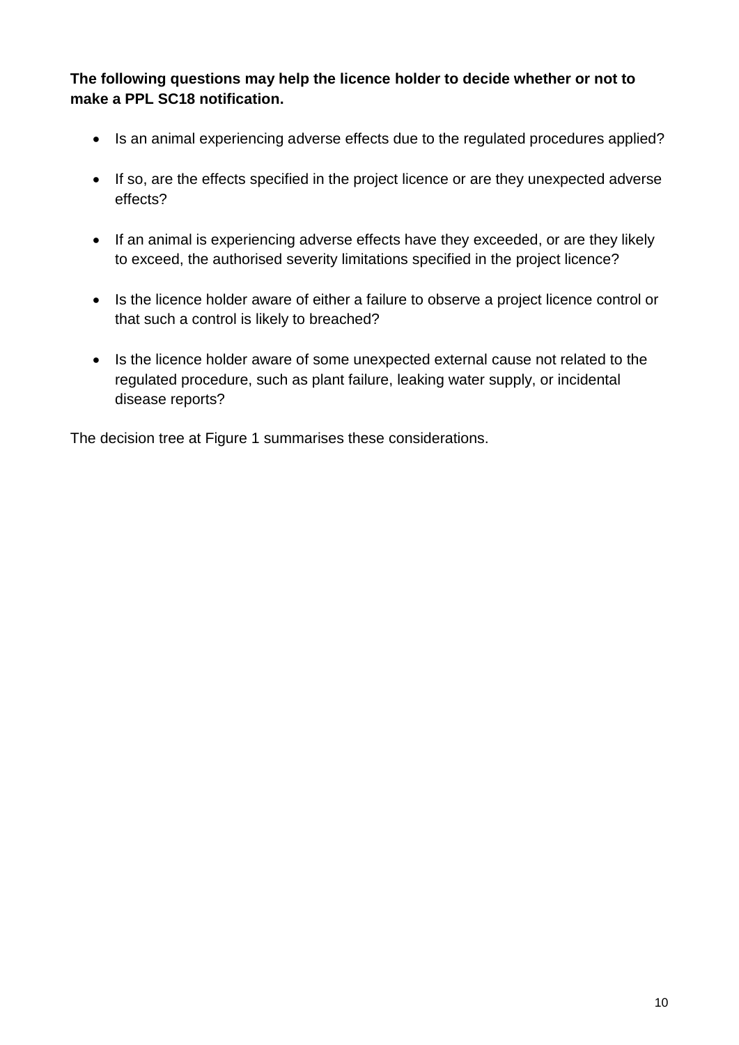**The following questions may help the licence holder to decide whether or not to make a PPL SC18 notification.**

- Is an animal experiencing adverse effects due to the regulated procedures applied?
- If so, are the effects specified in the project licence or are they unexpected adverse effects?
- If an animal is experiencing adverse effects have they exceeded, or are they likely to exceed, the authorised severity limitations specified in the project licence?
- Is the licence holder aware of either a failure to observe a project licence control or that such a control is likely to breached?
- Is the licence holder aware of some unexpected external cause not related to the regulated procedure, such as plant failure, leaking water supply, or incidental disease reports?

The decision tree at Figure 1 summarises these considerations.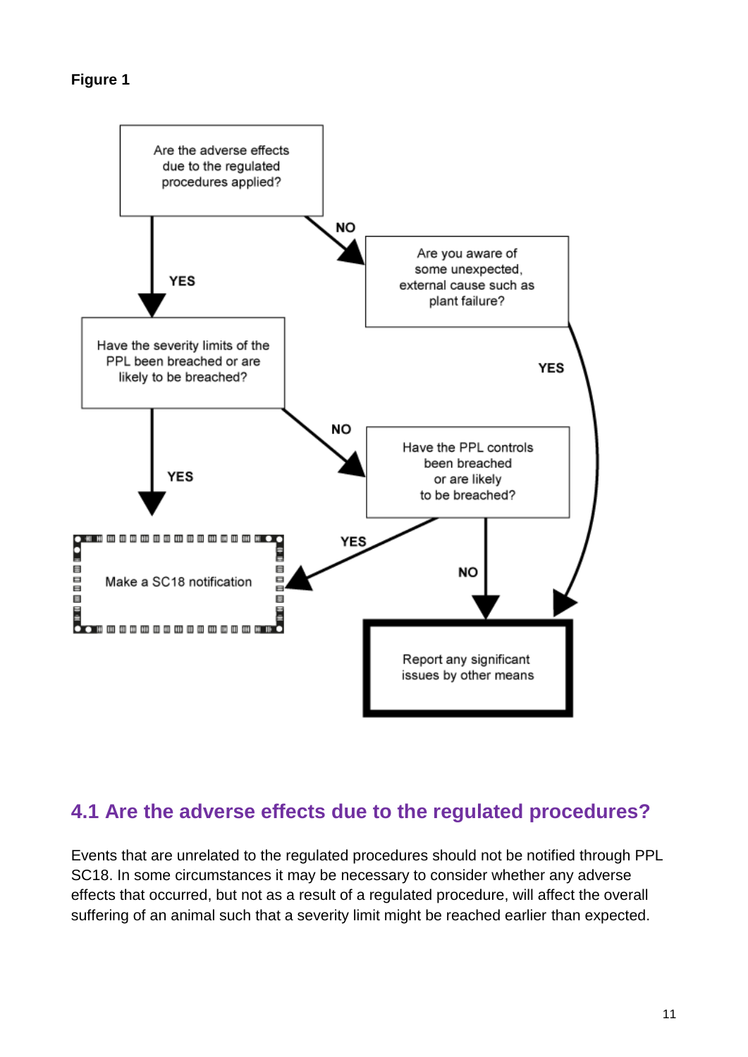**Figure 1**

Are the adverse effects due to the regulated procedures applied?

YES → Have the severity limits of the PPL been breached or are likely to be breached?

NO → Are you aware of some unexpected, external cause such as plant failure?

Have the severity limits of the PPL been breached or are likely to be breached?
- YES → Make a SC18 notification
- NO → Have the PPL controls been breached or are likely to be breached?

Have the PPL controls been breached or are likely to be breached?
- YES → Make a SC18 notification
- NO → Report any significant issues by other means

Are you aware of some unexpected, external cause such as plant failure?
- YES → Report any significant issues by other means

## 4.1 Are the adverse effects due to the regulated procedures?

Events that are unrelated to the regulated procedures should not be notified through PPL SC18. In some circumstances it may be necessary to consider whether any adverse effects that occurred, but not as a result of a regulated procedure, will affect the overall suffering of an animal such that a severity limit might be reached earlier than expected.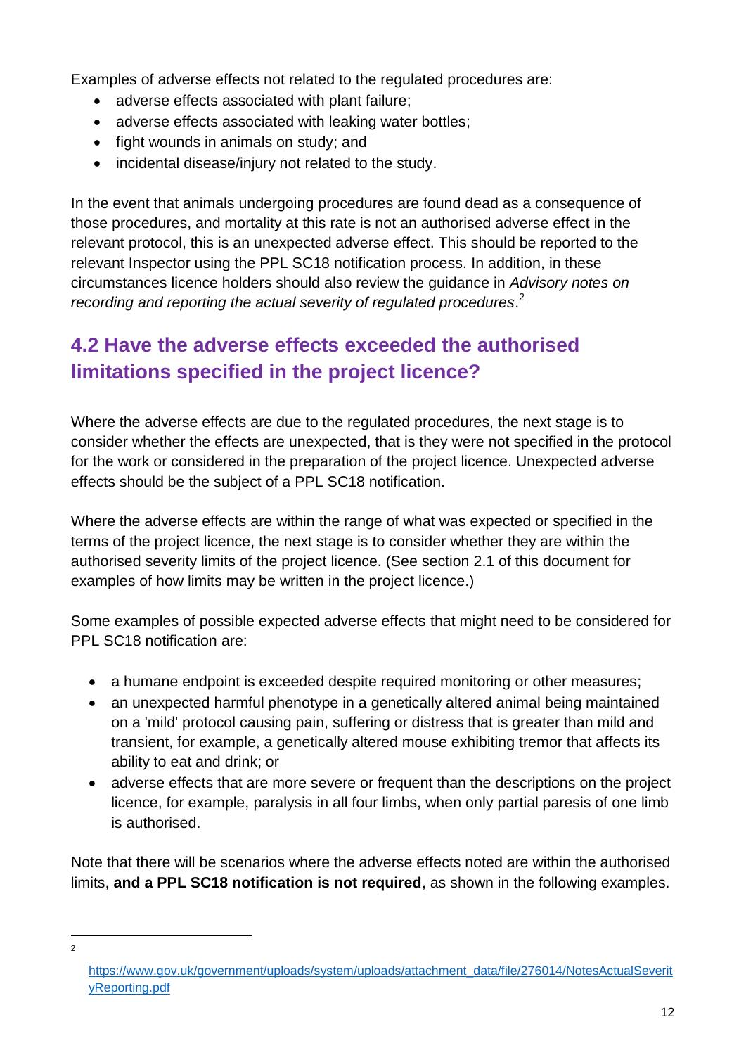Examples of adverse effects not related to the regulated procedures are:

- adverse effects associated with plant failure;
- adverse effects associated with leaking water bottles;
- fight wounds in animals on study; and
- incidental disease/injury not related to the study.

In the event that animals undergoing procedures are found dead as a consequence of those procedures, and mortality at this rate is not an authorised adverse effect in the relevant protocol, this is an unexpected adverse effect. This should be reported to the relevant Inspector using the PPL SC18 notification process. In addition, in these circumstances licence holders should also review the guidance in *Advisory notes on recording and reporting the actual severity of regulated procedures*.[2]

## 4.2 Have the adverse effects exceeded the authorised limitations specified in the project licence?

Where the adverse effects are due to the regulated procedures, the next stage is to consider whether the effects are unexpected, that is they were not specified in the protocol for the work or considered in the preparation of the project licence. Unexpected adverse effects should be the subject of a PPL SC18 notification.

Where the adverse effects are within the range of what was expected or specified in the terms of the project licence, the next stage is to consider whether they are within the authorised severity limits of the project licence. (See section 2.1 of this document for examples of how limits may be written in the project licence.)

Some examples of possible expected adverse effects that might need to be considered for PPL SC18 notification are:

- a humane endpoint is exceeded despite required monitoring or other measures;
- an unexpected harmful phenotype in a genetically altered animal being maintained on a 'mild' protocol causing pain, suffering or distress that is greater than mild and transient, for example, a genetically altered mouse exhibiting tremor that affects its ability to eat and drink; or
- adverse effects that are more severe or frequent than the descriptions on the project licence, for example, paralysis in all four limbs, when only partial paresis of one limb is authorised.

Note that there will be scenarios where the adverse effects noted are within the authorised limits, **and a PPL SC18 notification is not required**, as shown in the following examples.

---

[2] https://www.gov.uk/government/uploads/system/uploads/attachment_data/file/276014/NotesActualSeverityReporting.pdf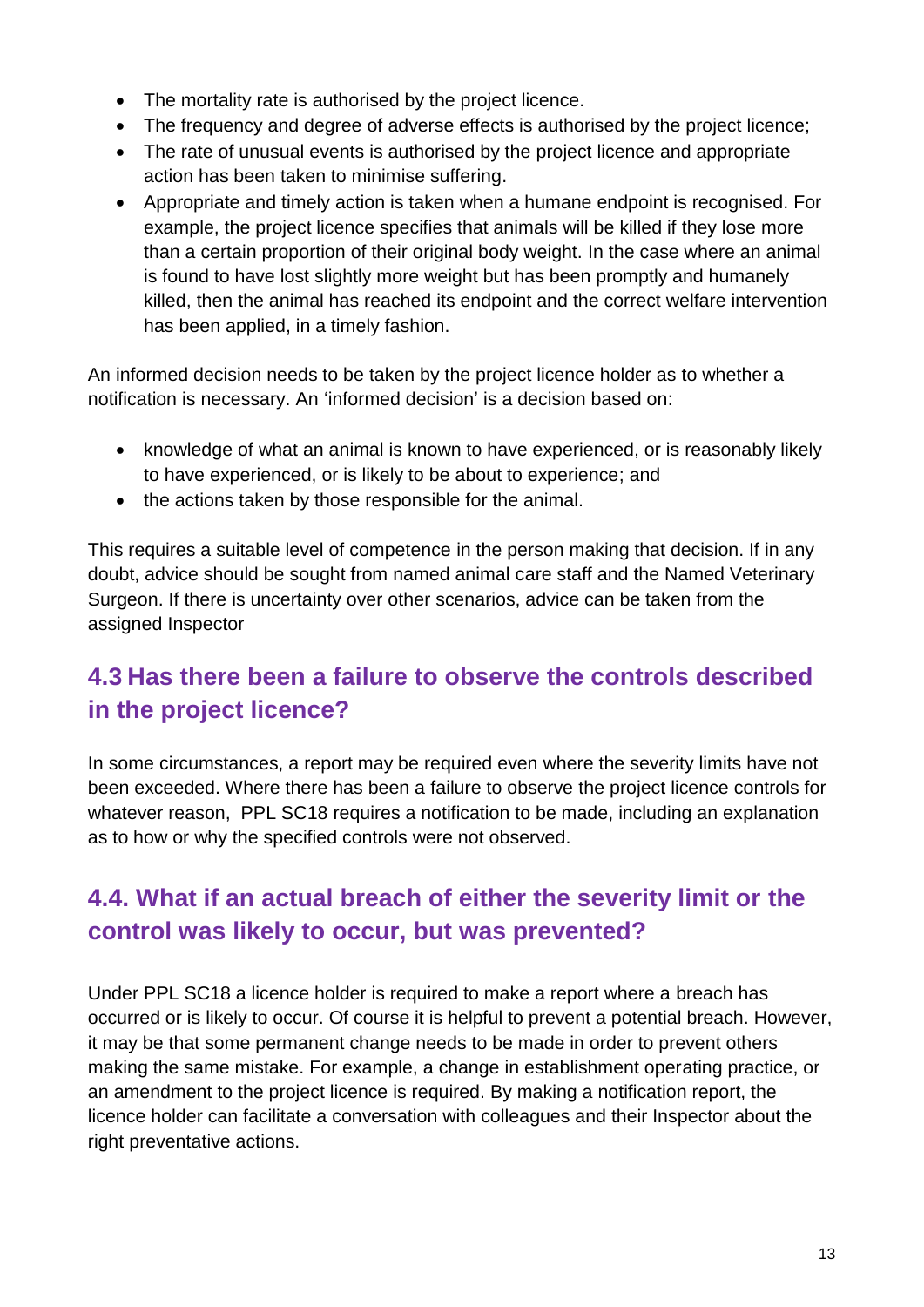- The mortality rate is authorised by the project licence.
- The frequency and degree of adverse effects is authorised by the project licence;
- The rate of unusual events is authorised by the project licence and appropriate action has been taken to minimise suffering.
- Appropriate and timely action is taken when a humane endpoint is recognised. For example, the project licence specifies that animals will be killed if they lose more than a certain proportion of their original body weight. In the case where an animal is found to have lost slightly more weight but has been promptly and humanely killed, then the animal has reached its endpoint and the correct welfare intervention has been applied, in a timely fashion.

An informed decision needs to be taken by the project licence holder as to whether a notification is necessary. An 'informed decision' is a decision based on:

- knowledge of what an animal is known to have experienced, or is reasonably likely to have experienced, or is likely to be about to experience; and
- the actions taken by those responsible for the animal.

This requires a suitable level of competence in the person making that decision. If in any doubt, advice should be sought from named animal care staff and the Named Veterinary Surgeon. If there is uncertainty over other scenarios, advice can be taken from the assigned Inspector

## 4.3 Has there been a failure to observe the controls described in the project licence?

In some circumstances, a report may be required even where the severity limits have not been exceeded. Where there has been a failure to observe the project licence controls for whatever reason, PPL SC18 requires a notification to be made, including an explanation as to how or why the specified controls were not observed.

## 4.4. What if an actual breach of either the severity limit or the control was likely to occur, but was prevented?

Under PPL SC18 a licence holder is required to make a report where a breach has occurred or is likely to occur. Of course it is helpful to prevent a potential breach. However, it may be that some permanent change needs to be made in order to prevent others making the same mistake. For example, a change in establishment operating practice, or an amendment to the project licence is required. By making a notification report, the licence holder can facilitate a conversation with colleagues and their Inspector about the right preventative actions.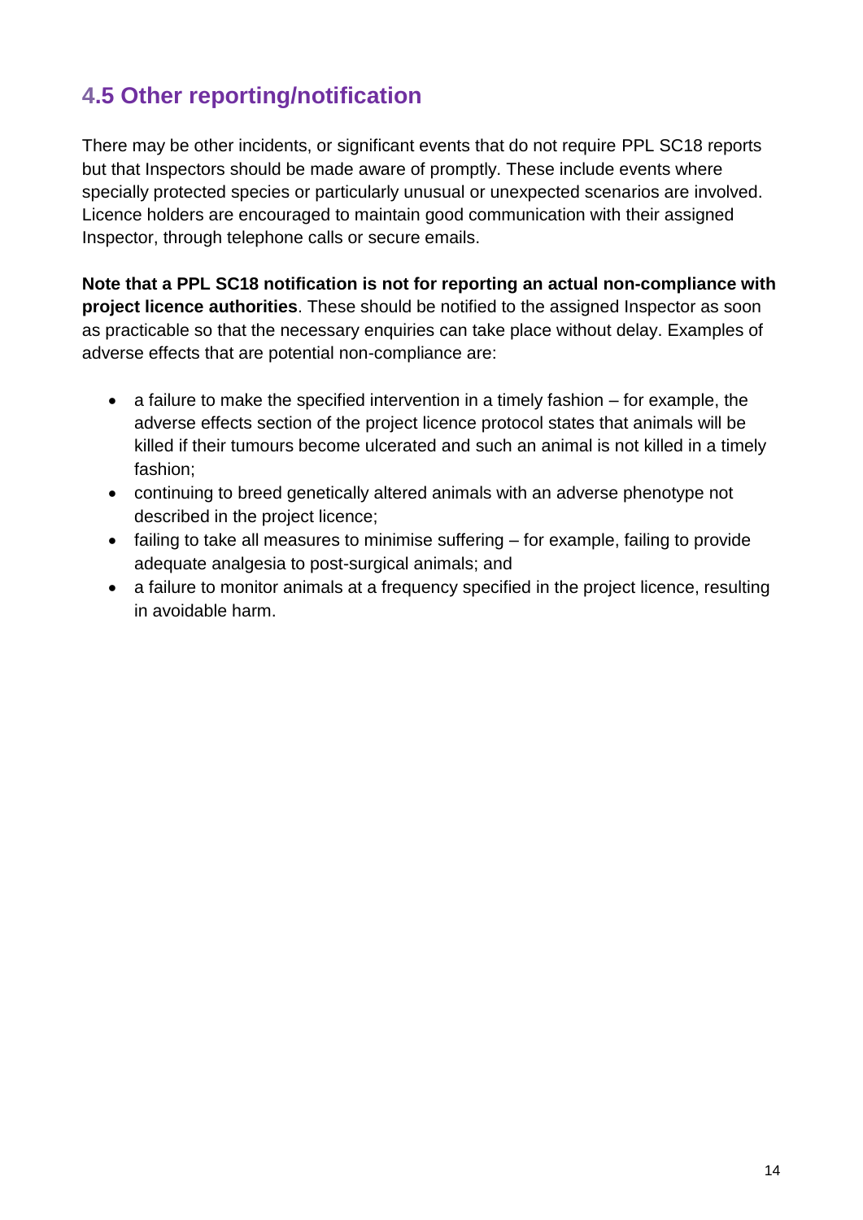## 4.5 Other reporting/notification

There may be other incidents, or significant events that do not require PPL SC18 reports but that Inspectors should be made aware of promptly. These include events where specially protected species or particularly unusual or unexpected scenarios are involved. Licence holders are encouraged to maintain good communication with their assigned Inspector, through telephone calls or secure emails.

**Note that a PPL SC18 notification is not for reporting an actual non-compliance with project licence authorities**. These should be notified to the assigned Inspector as soon as practicable so that the necessary enquiries can take place without delay. Examples of adverse effects that are potential non-compliance are:

- a failure to make the specified intervention in a timely fashion – for example, the adverse effects section of the project licence protocol states that animals will be killed if their tumours become ulcerated and such an animal is not killed in a timely fashion;
- continuing to breed genetically altered animals with an adverse phenotype not described in the project licence;
- failing to take all measures to minimise suffering – for example, failing to provide adequate analgesia to post-surgical animals; and
- a failure to monitor animals at a frequency specified in the project licence, resulting in avoidable harm.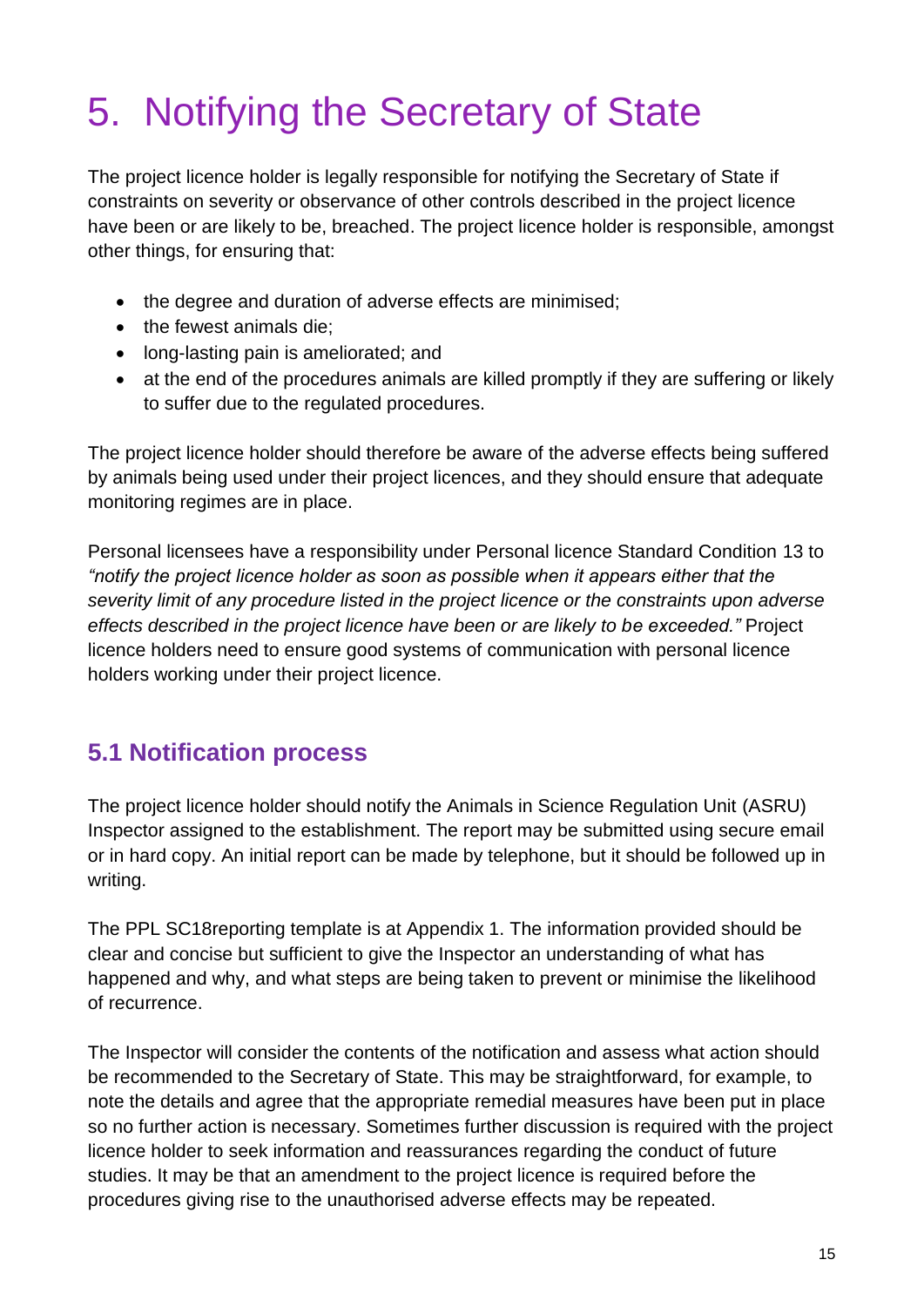# 5. Notifying the Secretary of State

The project licence holder is legally responsible for notifying the Secretary of State if constraints on severity or observance of other controls described in the project licence have been or are likely to be, breached. The project licence holder is responsible, amongst other things, for ensuring that:

- the degree and duration of adverse effects are minimised;
- the fewest animals die;
- long-lasting pain is ameliorated; and
- at the end of the procedures animals are killed promptly if they are suffering or likely to suffer due to the regulated procedures.

The project licence holder should therefore be aware of the adverse effects being suffered by animals being used under their project licences, and they should ensure that adequate monitoring regimes are in place.

Personal licensees have a responsibility under Personal licence Standard Condition 13 to *"notify the project licence holder as soon as possible when it appears either that the severity limit of any procedure listed in the project licence or the constraints upon adverse effects described in the project licence have been or are likely to be exceeded."* Project licence holders need to ensure good systems of communication with personal licence holders working under their project licence.

## 5.1 Notification process

The project licence holder should notify the Animals in Science Regulation Unit (ASRU) Inspector assigned to the establishment. The report may be submitted using secure email or in hard copy. An initial report can be made by telephone, but it should be followed up in writing.

The PPL SC18reporting template is at Appendix 1. The information provided should be clear and concise but sufficient to give the Inspector an understanding of what has happened and why, and what steps are being taken to prevent or minimise the likelihood of recurrence.

The Inspector will consider the contents of the notification and assess what action should be recommended to the Secretary of State. This may be straightforward, for example, to note the details and agree that the appropriate remedial measures have been put in place so no further action is necessary. Sometimes further discussion is required with the project licence holder to seek information and reassurances regarding the conduct of future studies. It may be that an amendment to the project licence is required before the procedures giving rise to the unauthorised adverse effects may be repeated.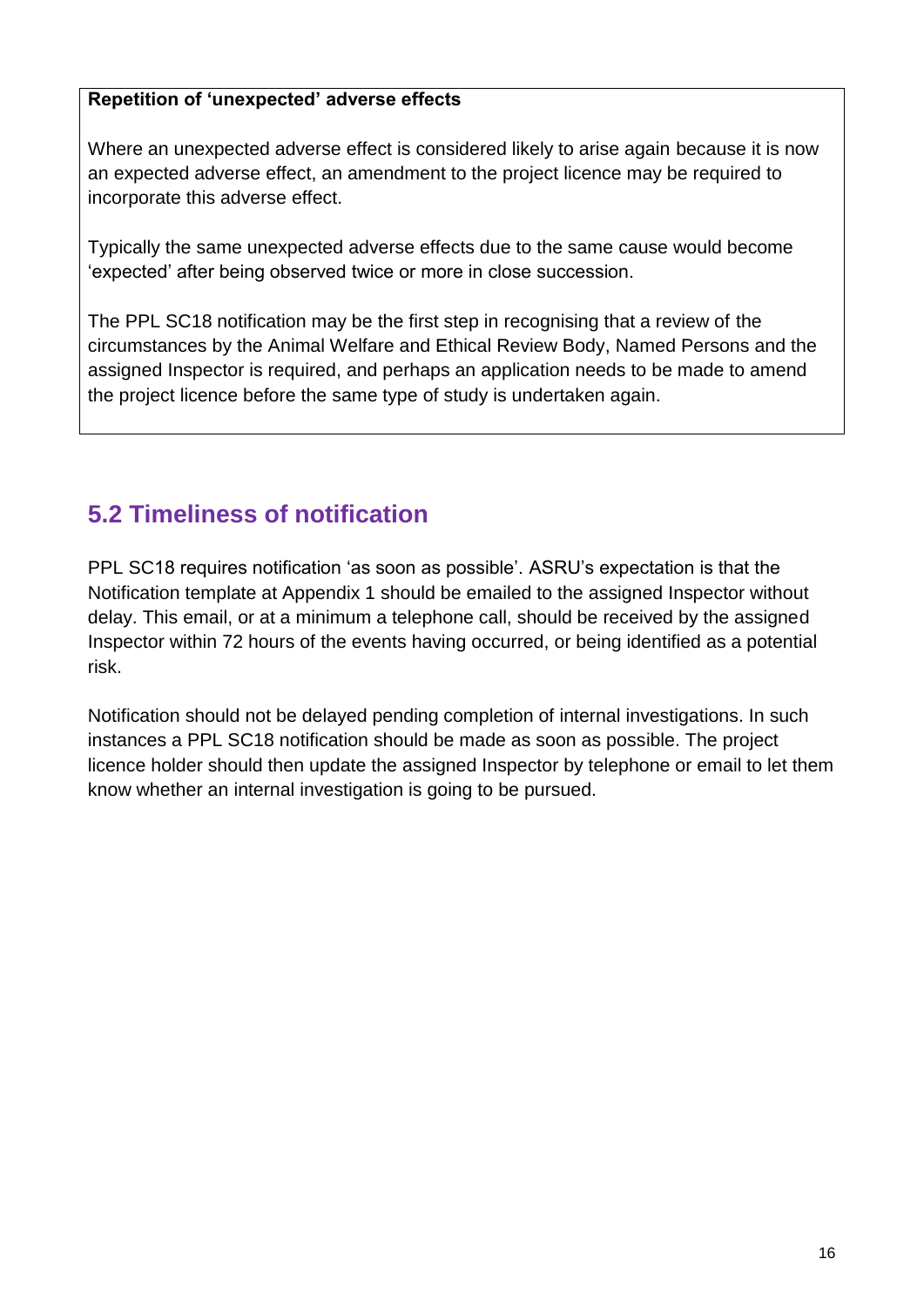**Repetition of 'unexpected' adverse effects**

Where an unexpected adverse effect is considered likely to arise again because it is now an expected adverse effect, an amendment to the project licence may be required to incorporate this adverse effect.

Typically the same unexpected adverse effects due to the same cause would become 'expected' after being observed twice or more in close succession.

The PPL SC18 notification may be the first step in recognising that a review of the circumstances by the Animal Welfare and Ethical Review Body, Named Persons and the assigned Inspector is required, and perhaps an application needs to be made to amend the project licence before the same type of study is undertaken again.

## 5.2 Timeliness of notification

PPL SC18 requires notification 'as soon as possible'. ASRU's expectation is that the Notification template at Appendix 1 should be emailed to the assigned Inspector without delay. This email, or at a minimum a telephone call, should be received by the assigned Inspector within 72 hours of the events having occurred, or being identified as a potential risk.

Notification should not be delayed pending completion of internal investigations. In such instances a PPL SC18 notification should be made as soon as possible. The project licence holder should then update the assigned Inspector by telephone or email to let them know whether an internal investigation is going to be pursued.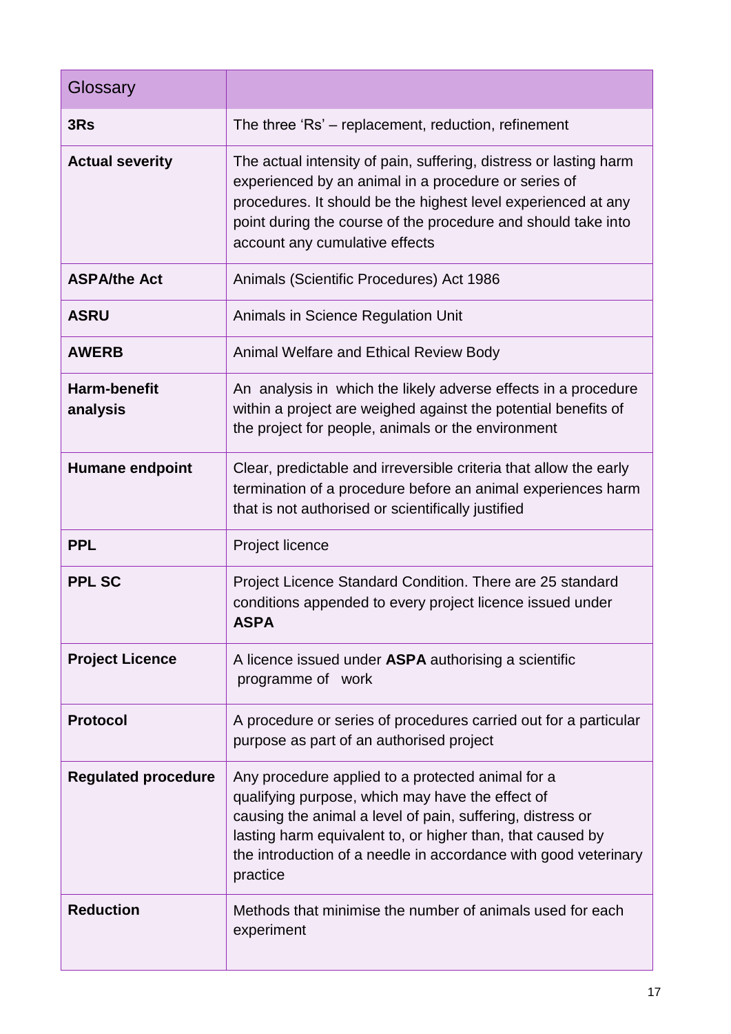| Glossary | |
|---|---|
| **3Rs** | The three 'Rs' – replacement, reduction, refinement |
| **Actual severity** | The actual intensity of pain, suffering, distress or lasting harm experienced by an animal in a procedure or series of procedures. It should be the highest level experienced at any point during the course of the procedure and should take into account any cumulative effects |
| **ASPA/the Act** | Animals (Scientific Procedures) Act 1986 |
| **ASRU** | Animals in Science Regulation Unit |
| **AWERB** | Animal Welfare and Ethical Review Body |
| **Harm-benefit analysis** | An analysis in which the likely adverse effects in a procedure within a project are weighed against the potential benefits of the project for people, animals or the environment |
| **Humane endpoint** | Clear, predictable and irreversible criteria that allow the early termination of a procedure before an animal experiences harm that is not authorised or scientifically justified |
| **PPL** | Project licence |
| **PPL SC** | Project Licence Standard Condition. There are 25 standard conditions appended to every project licence issued under **ASPA** |
| **Project Licence** | A licence issued under **ASPA** authorising a scientific programme of work |
| **Protocol** | A procedure or series of procedures carried out for a particular purpose as part of an authorised project |
| **Regulated procedure** | Any procedure applied to a protected animal for a qualifying purpose, which may have the effect of causing the animal a level of pain, suffering, distress or lasting harm equivalent to, or higher than, that caused by the introduction of a needle in accordance with good veterinary practice |
| **Reduction** | Methods that minimise the number of animals used for each experiment |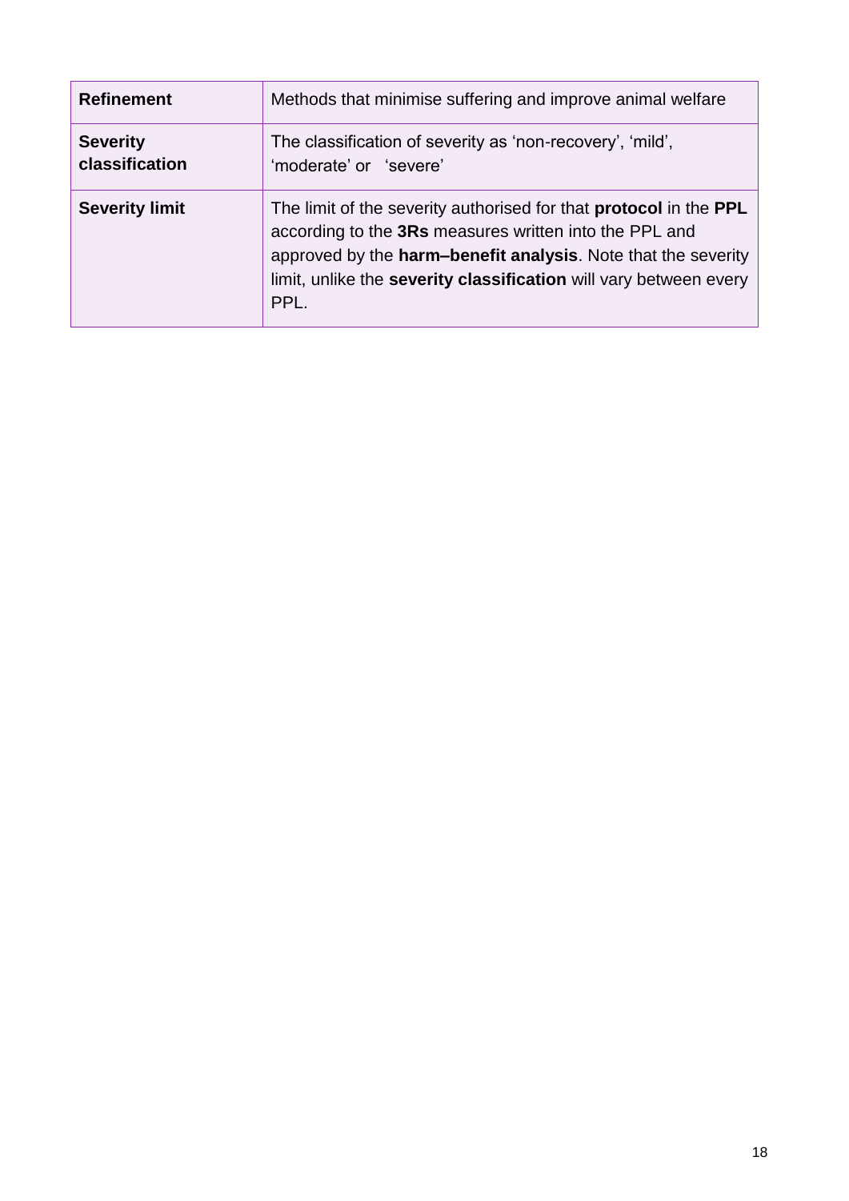| **Refinement** | Methods that minimise suffering and improve animal welfare |
|---|---|
| **Severity classification** | The classification of severity as 'non-recovery', 'mild', 'moderate' or 'severe' |
| **Severity limit** | The limit of the severity authorised for that **protocol** in the **PPL** according to the **3Rs** measures written into the PPL and approved by the **harm–benefit analysis**. Note that the severity limit, unlike the **severity classification** will vary between every PPL. |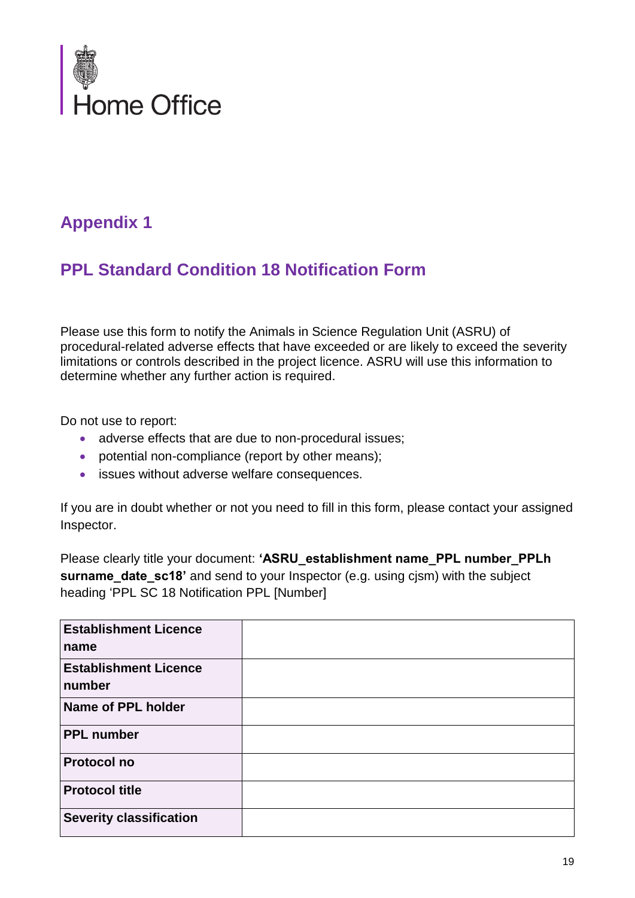Home Office

## Appendix 1

## PPL Standard Condition 18 Notification Form

Please use this form to notify the Animals in Science Regulation Unit (ASRU) of procedural-related adverse effects that have exceeded or are likely to exceed the severity limitations or controls described in the project licence. ASRU will use this information to determine whether any further action is required.

Do not use to report:

- adverse effects that are due to non-procedural issues;
- potential non-compliance (report by other means);
- issues without adverse welfare consequences.

If you are in doubt whether or not you need to fill in this form, please contact your assigned Inspector.

Please clearly title your document: **'ASRU_establishment name_PPL number_PPLh surname_date_sc18'** and send to your Inspector (e.g. using cjsm) with the subject heading 'PPL SC 18 Notification PPL [Number]

| | |
|---|---|
| **Establishment Licence name** | |
| **Establishment Licence number** | |
| **Name of PPL holder** | |
| **PPL number** | |
| **Protocol no** | |
| **Protocol title** | |
| **Severity classification** | |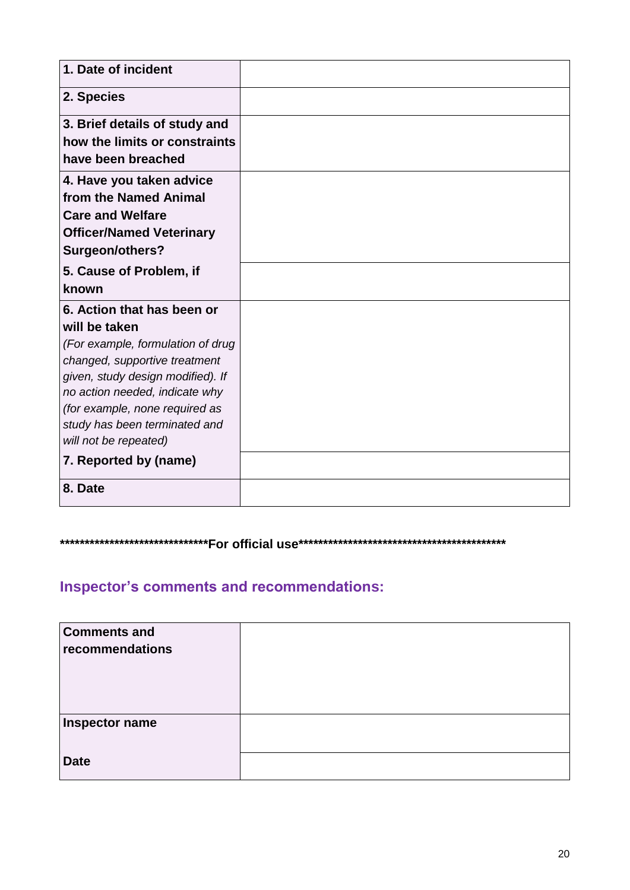| | |
|---|---|
| **1. Date of incident** | |
| **2. Species** | |
| **3. Brief details of study and how the limits or constraints have been breached** | |
| **4. Have you taken advice from the Named Animal Care and Welfare Officer/Named Veterinary Surgeon/others?** | |
| **5. Cause of Problem, if known** | |
| **6. Action that has been or will be taken** *(For example, formulation of drug changed, supportive treatment given, study design modified). If no action needed, indicate why (for example, none required as study has been terminated and will not be repeated)* | |
| **7. Reported by (name)** | |
| **8. Date** | |

**********************************For official use**********************************************

## Inspector's comments and recommendations:

| | |
|---|---|
| **Comments and recommendations** | |
| **Inspector name** | |
| **Date** | |